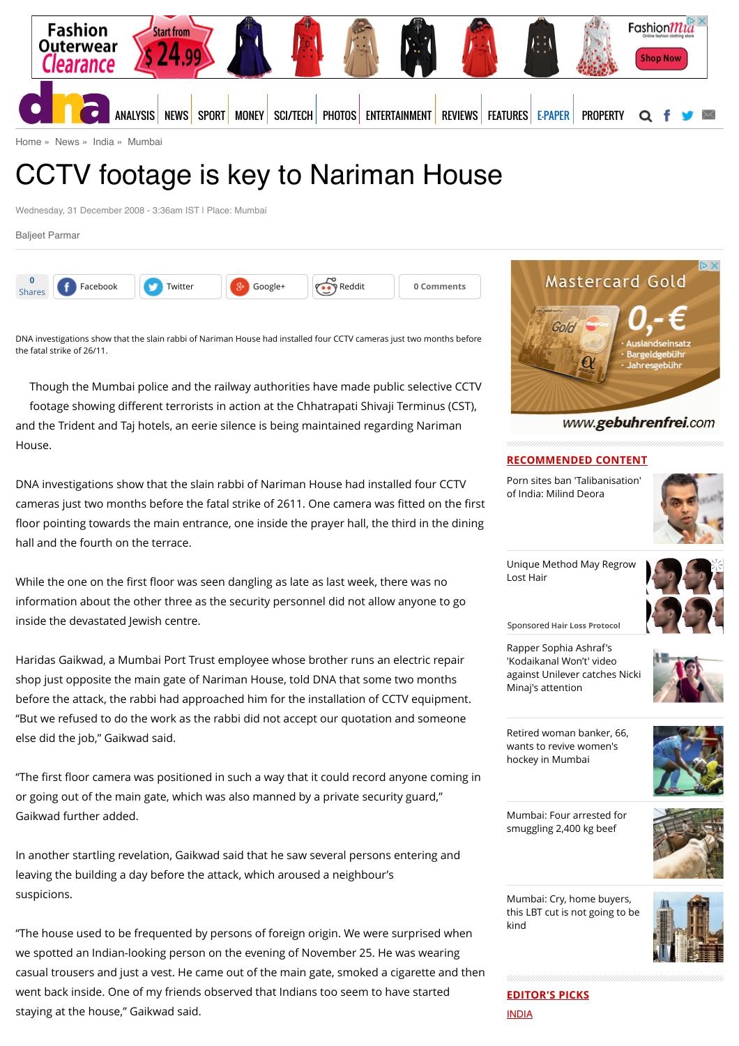Home » News » India » Mumbai

# CCTV footage is key to Nariman House

Wednesday, 31 December 2008 - 3:36am IST | Place: Mumbai

Baljeet Parmar

DNA investigations show that the slain rabbi of Nariman House had installed four CCTV cameras just two months before the fatal strike of 26/11.

Though the Mumbai police and the railway authorities have made public selective CCTV footage showing different terrorists in action at the Chhatrapati Shivaji Terminus (CST), and the Trident and Taj hotels, an eerie silence is being maintained regarding Nariman House.

DNA investigations show that the slain rabbi of Nariman House had installed four CCTV cameras just two months before the fatal strike of 2611. One camera was fitted on the first floor pointing towards the main entrance, one inside the prayer hall, the third in the dining hall and the fourth on the terrace.

While the one on the first floor was seen dangling as late as last week, there was no information about the other three as the security personnel did not allow anyone to go inside the devastated Jewish centre.

Haridas Gaikwad, a Mumbai Port Trust employee whose brother runs an electric repair shop just opposite the main gate of Nariman House, told DNA that some two months before the attack, the rabbi had approached him for the installation of CCTV equipment. "But we refused to do the work as the rabbi did not accept our quotation and someone else did the job," Gaikwad said.

"The first floor camera was positioned in such a way that it could record anyone coming in or going out of the main gate, which was also manned by a private security guard," Gaikwad further added.

In another startling revelation, Gaikwad said that he saw several persons entering and leaving the building a day before the attack, which aroused a neighbour's suspicions.

"The house used to be frequented by persons of foreign origin. We were surprised when we spotted an Indian-looking person on the evening of November 25. He was wearing casual trousers and just a vest. He came out of the main gate, smoked a cigarette and then went back inside. One of my friends observed that Indians too seem to have started staying at the house," Gaikwad said.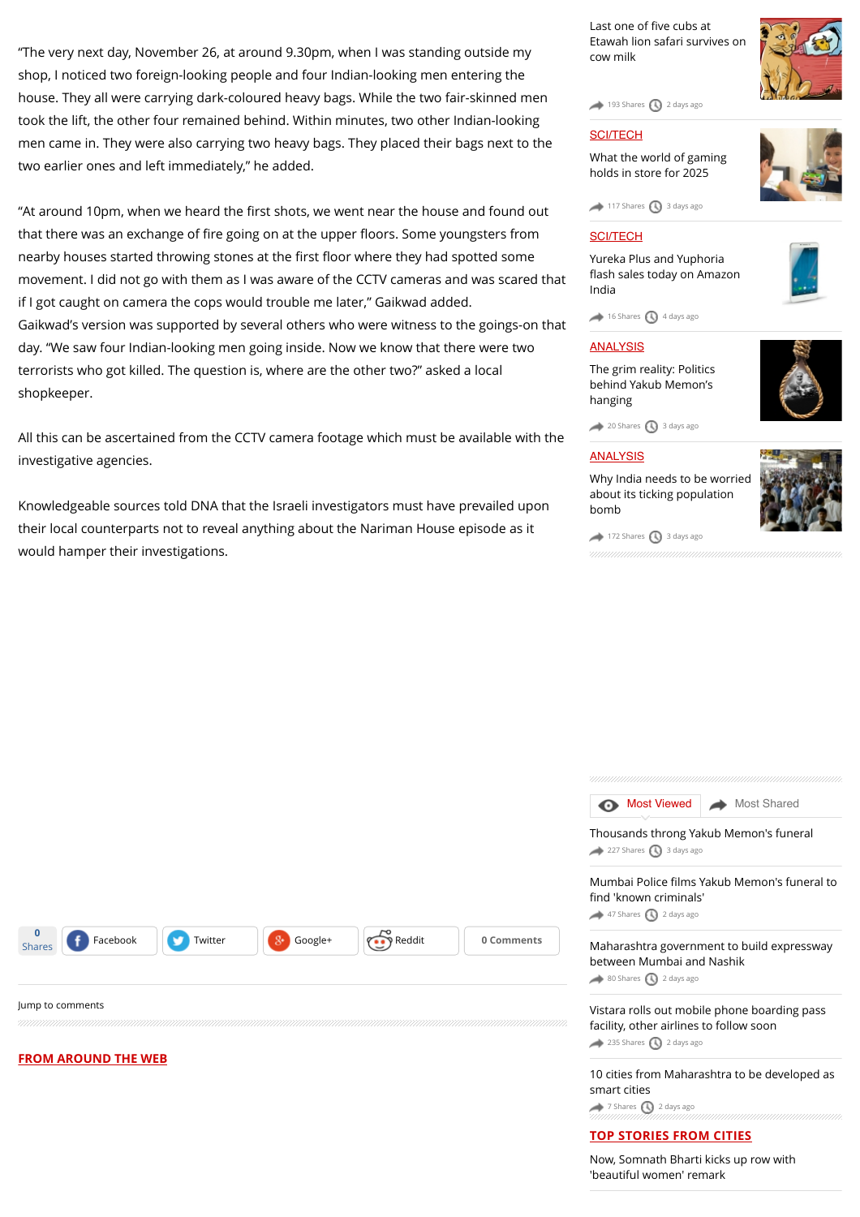"The very next day, November 26, at around 9.30pm, when I was standing outside my shop, I noticed two foreign-looking people and four Indian-looking men entering the house. They all were carrying dark-coloured heavy bags. While the two fair-skinned men took the lift, the other four remained behind. Within minutes, two other Indian-looking men came in. They were also carrying two heavy bags. They placed their bags next to the two earlier ones and left immediately," he added.

"At around 10pm, when we heard the first shots, we went near the house and found out that there was an exchange of fire going on at the upper floors. Some youngsters from nearby houses started throwing stones at the first floor where they had spotted some movement. I did not go with them as I was aware of the CCTV cameras and was scared that if I got caught on camera the cops would trouble me later," Gaikwad added.
Gaikwad's version was supported by several others who were witness to the goings-on that day. "We saw four Indian-looking men going inside. Now we know that there were two terrorists who got killed. The question is, where are the other two?" asked a local shopkeeper.

All this can be ascertained from the CCTV camera footage which must be available with the investigative agencies.

Knowledgeable sources told DNA that the Israeli investigators must have prevailed upon their local counterparts not to reveal anything about the Nariman House episode as it would hamper their investigations.

0 Shares | Facebook | Twitter | Google+ | Reddit | 0 Comments

Jump to comments

**FROM AROUND THE WEB**

Last one of five cubs at Etawah lion safari survives on cow milk
193 Shares 2 days ago

SCI/TECH
What the world of gaming holds in store for 2025
117 Shares 3 days ago

SCI/TECH
Yureka Plus and Yuphoria flash sales today on Amazon India
16 Shares 4 days ago

ANALYSIS
The grim reality: Politics behind Yakub Memon's hanging
20 Shares 3 days ago

ANALYSIS
Why India needs to be worried about its ticking population bomb
172 Shares 3 days ago

Most Viewed | Most Shared

Thousands throng Yakub Memon's funeral
227 Shares 3 days ago

Mumbai Police films Yakub Memon's funeral to find 'known criminals'
47 Shares 2 days ago

Maharashtra government to build expressway between Mumbai and Nashik
80 Shares 2 days ago

Vistara rolls out mobile phone boarding pass facility, other airlines to follow soon
235 Shares 2 days ago

10 cities from Maharashtra to be developed as smart cities
7 Shares 2 days ago

**TOP STORIES FROM CITIES**

Now, Somnath Bharti kicks up row with 'beautiful women' remark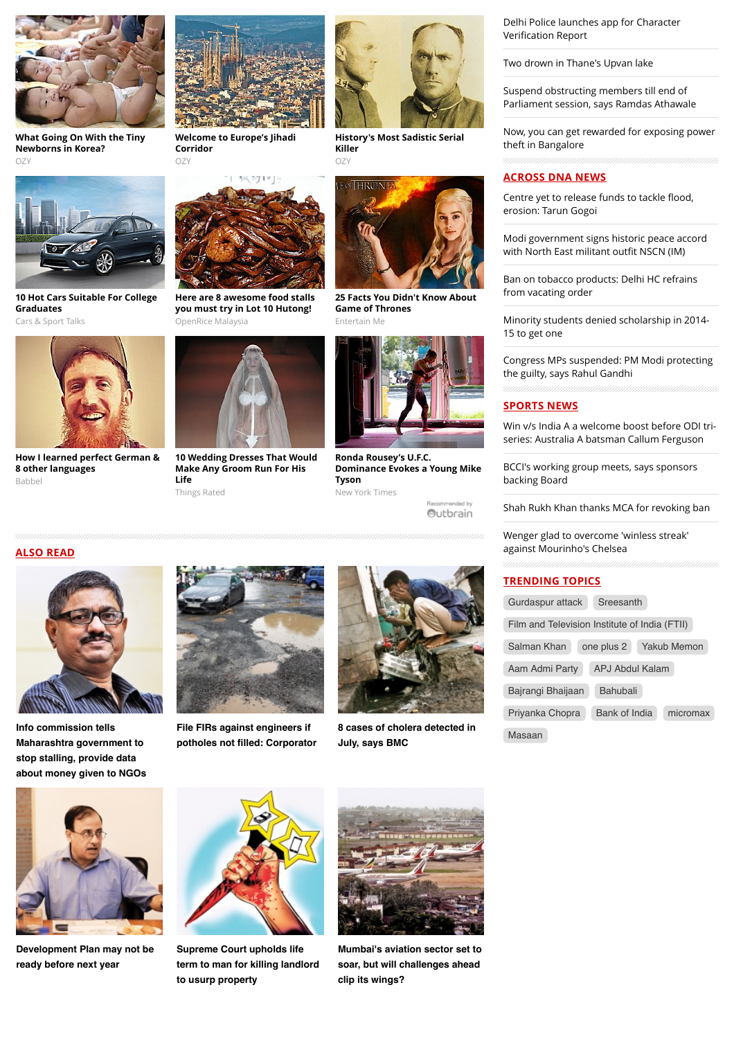**What Going On With the Tiny Newborns in Korea?**
OZY

**Welcome to Europe's Jihadi Corridor**
OZY

**History's Most Sadistic Serial Killer**
OZY

**10 Hot Cars Suitable For College Graduates**
Cars & Sport Talks

**Here are 8 awesome food stalls you must try in Lot 10 Hutong!**
OpenRice Malaysia

**25 Facts You Didn't Know About Game of Thrones**
Entertain Me

**How I learned perfect German & 8 other languages**
Babbel

**10 Wedding Dresses That Would Make Any Groom Run For His Life**
Things Rated

**Ronda Rousey's U.F.C. Dominance Evokes a Young Mike Tyson**
New York Times

Recommended by Outbrain

## ALSO READ

**Info commission tells Maharashtra government to stop stalling, provide data about money given to NGOs**

**File FIRs against engineers if potholes not filled: Corporator**

**8 cases of cholera detected in July, says BMC**

**Development Plan may not be ready before next year**

**Supreme Court upholds life term to man for killing landlord to usurp property**

**Mumbai's aviation sector set to soar, but will challenges ahead clip its wings?**

---

Delhi Police launches app for Character Verification Report

Two drown in Thane's Upvan lake

Suspend obstructing members till end of Parliament session, says Ramdas Athawale

Now, you can get rewarded for exposing power theft in Bangalore

## ACROSS DNA NEWS

Centre yet to release funds to tackle flood, erosion: Tarun Gogoi

Modi government signs historic peace accord with North East militant outfit NSCN (IM)

Ban on tobacco products: Delhi HC refrains from vacating order

Minority students denied scholarship in 2014-15 to get one

Congress MPs suspended: PM Modi protecting the guilty, says Rahul Gandhi

## SPORTS NEWS

Win v/s India A a welcome boost before ODI tri-series: Australia A batsman Callum Ferguson

BCCI's working group meets, says sponsors backing Board

Shah Rukh Khan thanks MCA for revoking ban

Wenger glad to overcome 'winless streak' against Mourinho's Chelsea

## TRENDING TOPICS

Gurdaspur attack · Sreesanth · Film and Television Institute of India (FTII) · Salman Khan · one plus 2 · Yakub Memon · Aam Admi Party · APJ Abdul Kalam · Bajrangi Bhaijaan · Bahubali · Priyanka Chopra · Bank of India · micromax · Masaan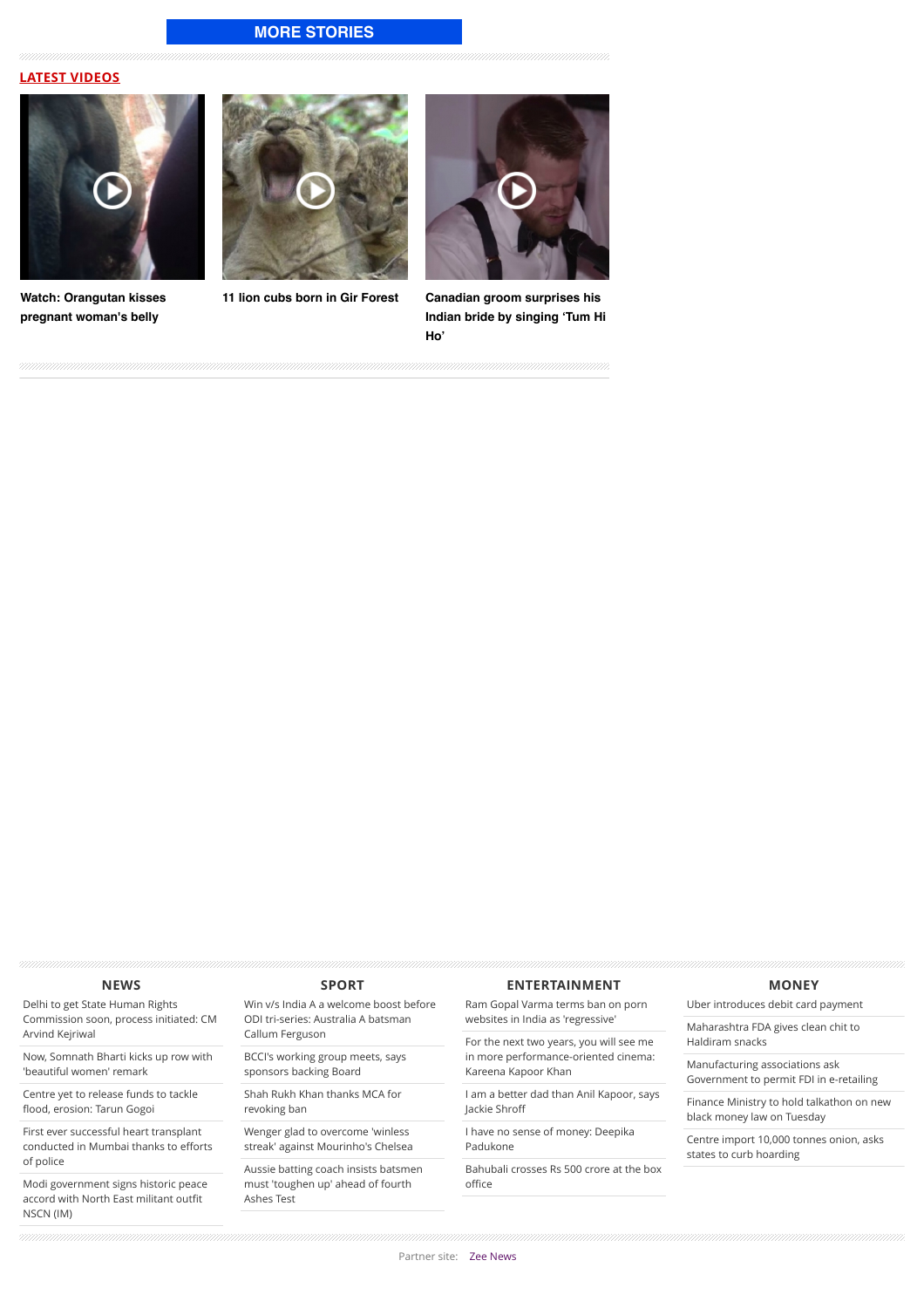**MORE STORIES**

## LATEST VIDEOS

**Watch: Orangutan kisses pregnant woman's belly**

**11 lion cubs born in Gir Forest**

**Canadian groom surprises his Indian bride by singing 'Tum Hi Ho'**

### NEWS

- Delhi to get State Human Rights Commission soon, process initiated: CM Arvind Kejriwal
- Now, Somnath Bharti kicks up row with 'beautiful women' remark
- Centre yet to release funds to tackle flood, erosion: Tarun Gogoi
- First ever successful heart transplant conducted in Mumbai thanks to efforts of police
- Modi government signs historic peace accord with North East militant outfit NSCN (IM)

### SPORT

- Win v/s India A a welcome boost before ODI tri-series: Australia A batsman Callum Ferguson
- BCCI's working group meets, says sponsors backing Board
- Shah Rukh Khan thanks MCA for revoking ban
- Wenger glad to overcome 'winless streak' against Mourinho's Chelsea
- Aussie batting coach insists batsmen must 'toughen up' ahead of fourth Ashes Test

### ENTERTAINMENT

- Ram Gopal Varma terms ban on porn websites in India as 'regressive'
- For the next two years, you will see me in more performance-oriented cinema: Kareena Kapoor Khan
- I am a better dad than Anil Kapoor, says Jackie Shroff
- I have no sense of money: Deepika Padukone
- Bahubali crosses Rs 500 crore at the box office

### MONEY

- Uber introduces debit card payment
- Maharashtra FDA gives clean chit to Haldiram snacks
- Manufacturing associations ask Government to permit FDI in e-retailing
- Finance Ministry to hold talkathon on new black money law on Tuesday
- Centre import 10,000 tonnes onion, asks states to curb hoarding

Partner site: Zee News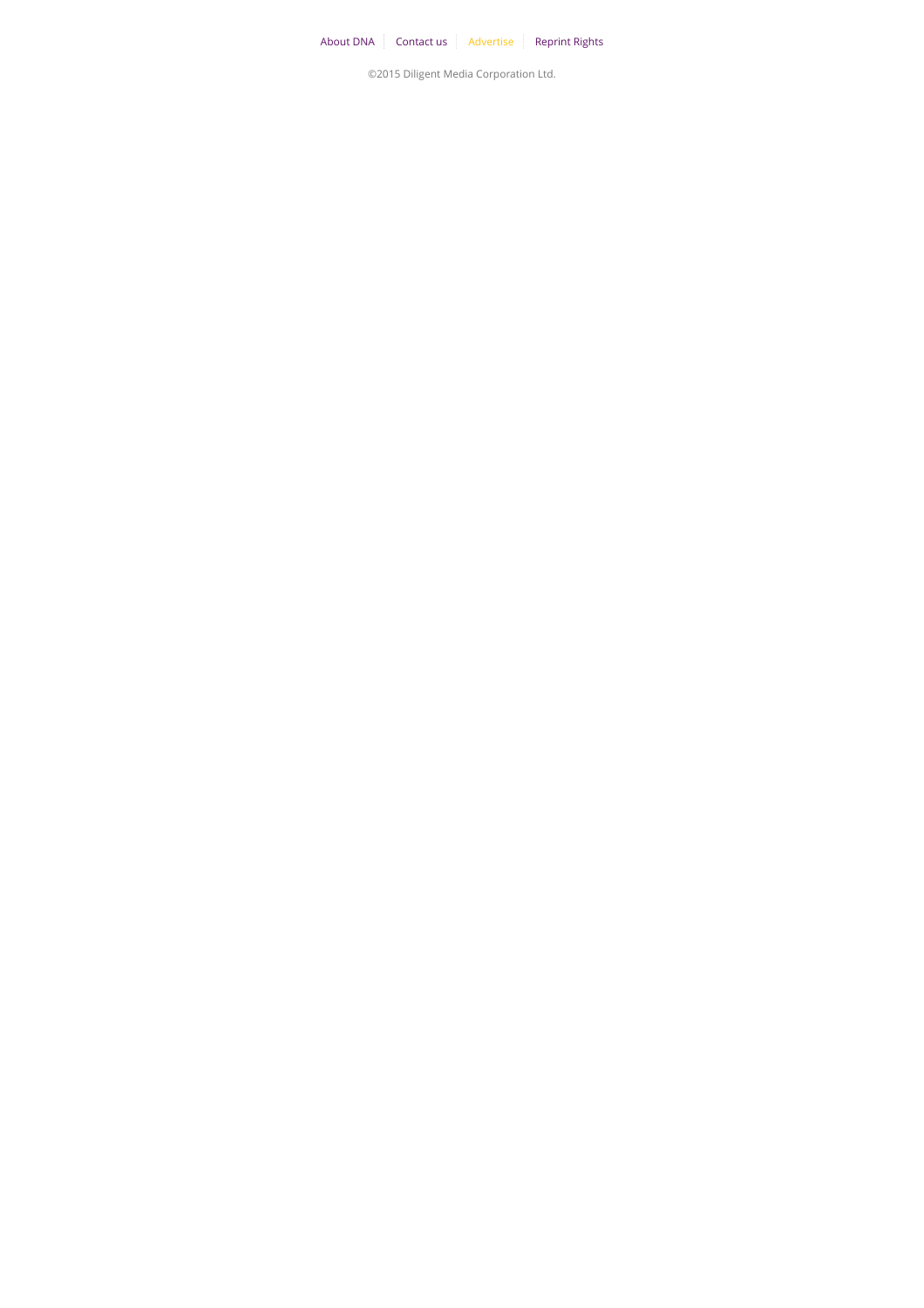About DNA | Contact us | Advertise | Reprint Rights

©2015 Diligent Media Corporation Ltd.